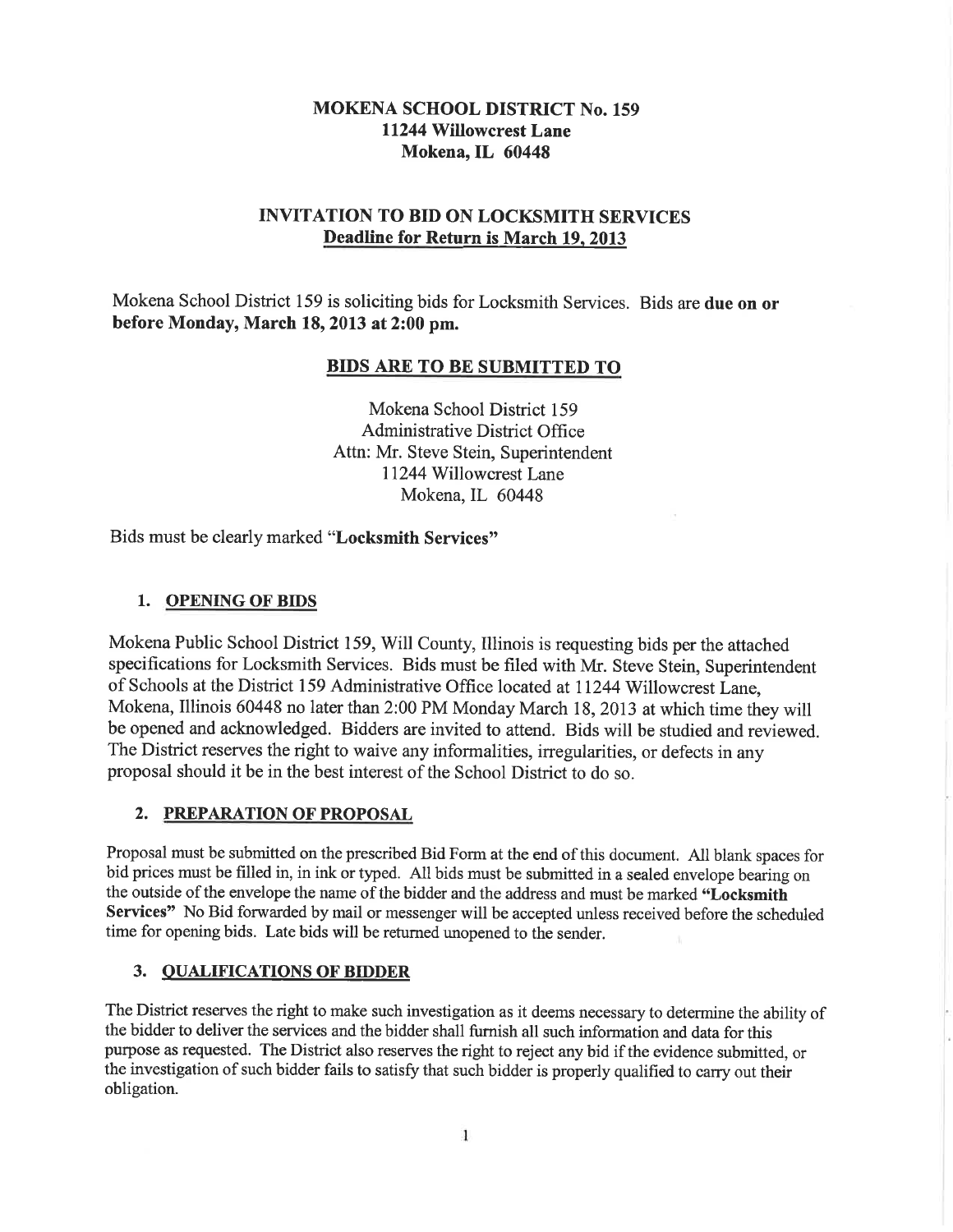**MOKENA SCHOOL DISTRICT No. 159**
**11244 Willowcrest Lane**
**Mokena, IL 60448**

# INVITATION TO BID ON LOCKSMITH SERVICES

**Deadline for Return is March 19, 2013**

Mokena School District 159 is soliciting bids for Locksmith Services. Bids are **due on or before Monday, March 18, 2013 at 2:00 pm.**

## BIDS ARE TO BE SUBMITTED TO

Mokena School District 159
Administrative District Office
Attn: Mr. Steve Stein, Superintendent
11244 Willowcrest Lane
Mokena, IL 60448

Bids must be clearly marked "**Locksmith Services**"

## 1. OPENING OF BIDS

Mokena Public School District 159, Will County, Illinois is requesting bids per the attached specifications for Locksmith Services. Bids must be filed with Mr. Steve Stein, Superintendent of Schools at the District 159 Administrative Office located at 11244 Willowcrest Lane, Mokena, Illinois 60448 no later than 2:00 PM Monday March 18, 2013 at which time they will be opened and acknowledged. Bidders are invited to attend. Bids will be studied and reviewed. The District reserves the right to waive any informalities, irregularities, or defects in any proposal should it be in the best interest of the School District to do so.

## 2. PREPARATION OF PROPOSAL

Proposal must be submitted on the prescribed Bid Form at the end of this document. All blank spaces for bid prices must be filled in, in ink or typed. All bids must be submitted in a sealed envelope bearing on the outside of the envelope the name of the bidder and the address and must be marked **"Locksmith Services"** No Bid forwarded by mail or messenger will be accepted unless received before the scheduled time for opening bids. Late bids will be returned unopened to the sender.

## 3. QUALIFICATIONS OF BIDDER

The District reserves the right to make such investigation as it deems necessary to determine the ability of the bidder to deliver the services and the bidder shall furnish all such information and data for this purpose as requested. The District also reserves the right to reject any bid if the evidence submitted, or the investigation of such bidder fails to satisfy that such bidder is properly qualified to carry out their obligation.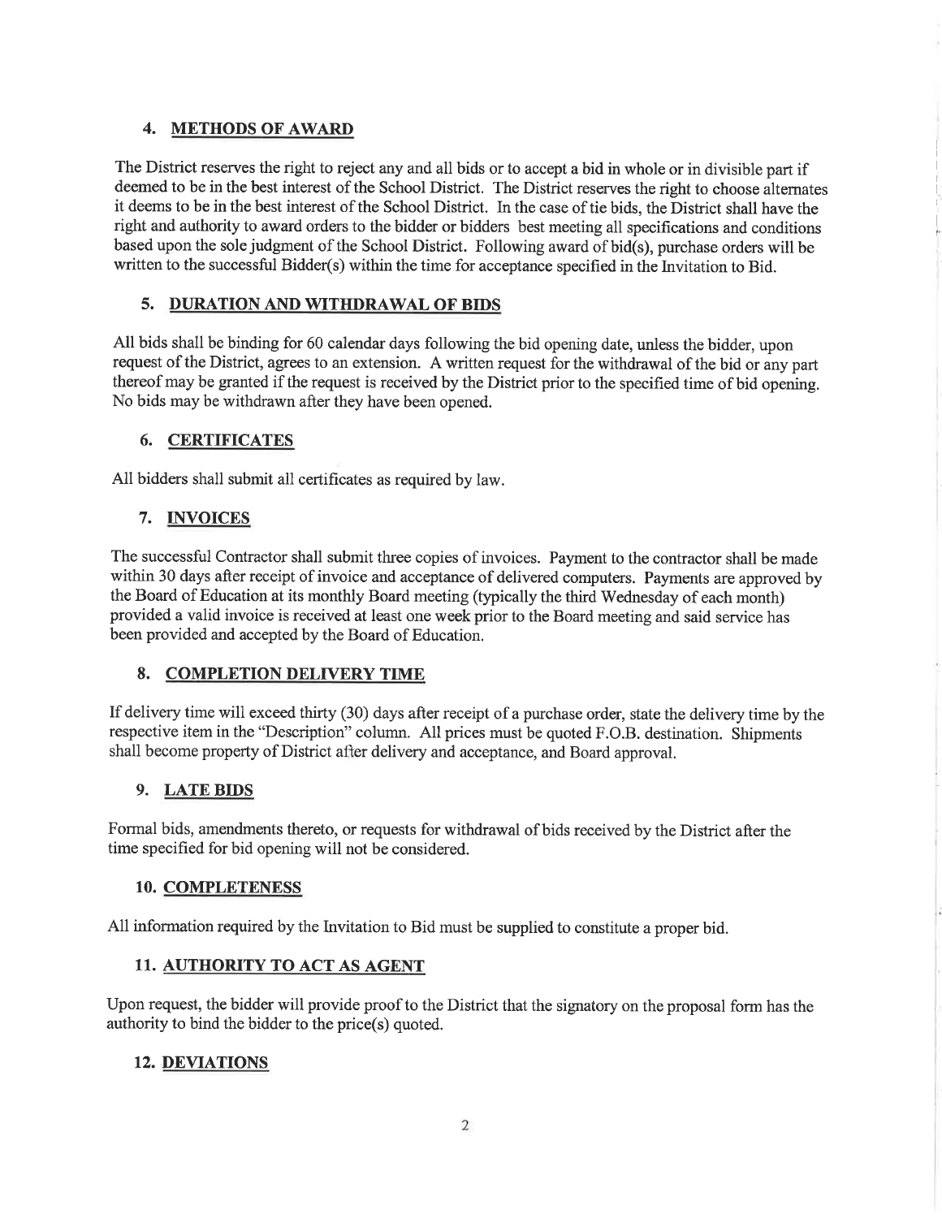## 4. METHODS OF AWARD

The District reserves the right to reject any and all bids or to accept a bid in whole or in divisible part if deemed to be in the best interest of the School District. The District reserves the right to choose alternates it deems to be in the best interest of the School District. In the case of tie bids, the District shall have the right and authority to award orders to the bidder or bidders best meeting all specifications and conditions based upon the sole judgment of the School District. Following award of bid(s), purchase orders will be written to the successful Bidder(s) within the time for acceptance specified in the Invitation to Bid.

## 5. DURATION AND WITHDRAWAL OF BIDS

All bids shall be binding for 60 calendar days following the bid opening date, unless the bidder, upon request of the District, agrees to an extension. A written request for the withdrawal of the bid or any part thereof may be granted if the request is received by the District prior to the specified time of bid opening. No bids may be withdrawn after they have been opened.

## 6. CERTIFICATES

All bidders shall submit all certificates as required by law.

## 7. INVOICES

The successful Contractor shall submit three copies of invoices. Payment to the contractor shall be made within 30 days after receipt of invoice and acceptance of delivered computers. Payments are approved by the Board of Education at its monthly Board meeting (typically the third Wednesday of each month) provided a valid invoice is received at least one week prior to the Board meeting and said service has been provided and accepted by the Board of Education.

## 8. COMPLETION DELIVERY TIME

If delivery time will exceed thirty (30) days after receipt of a purchase order, state the delivery time by the respective item in the "Description" column. All prices must be quoted F.O.B. destination. Shipments shall become property of District after delivery and acceptance, and Board approval.

## 9. LATE BIDS

Formal bids, amendments thereto, or requests for withdrawal of bids received by the District after the time specified for bid opening will not be considered.

## 10. COMPLETENESS

All information required by the Invitation to Bid must be supplied to constitute a proper bid.

## 11. AUTHORITY TO ACT AS AGENT

Upon request, the bidder will provide proof to the District that the signatory on the proposal form has the authority to bind the bidder to the price(s) quoted.

## 12. DEVIATIONS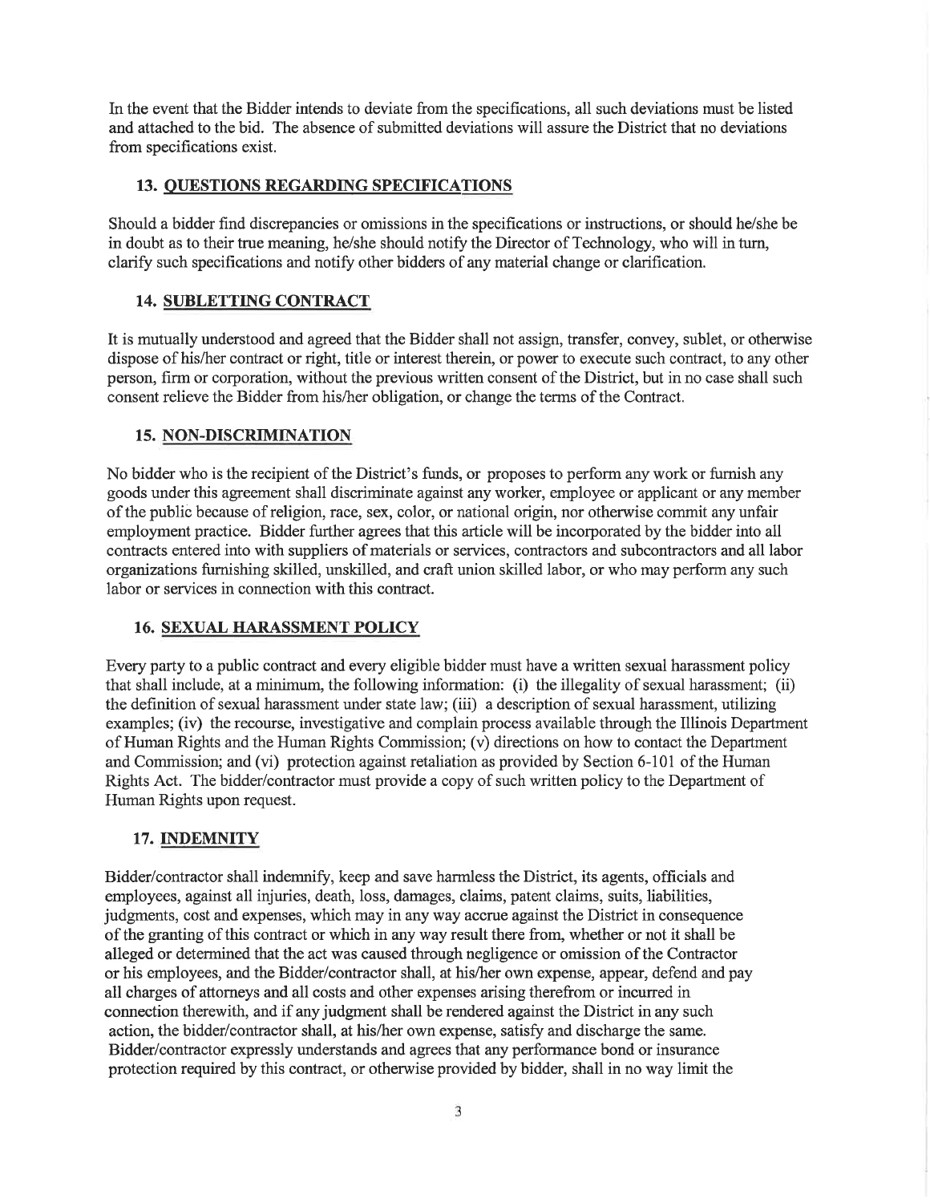In the event that the Bidder intends to deviate from the specifications, all such deviations must be listed and attached to the bid. The absence of submitted deviations will assure the District that no deviations from specifications exist.

### 13. QUESTIONS REGARDING SPECIFICATIONS

Should a bidder find discrepancies or omissions in the specifications or instructions, or should he/she be in doubt as to their true meaning, he/she should notify the Director of Technology, who will in turn, clarify such specifications and notify other bidders of any material change or clarification.

### 14. SUBLETTING CONTRACT

It is mutually understood and agreed that the Bidder shall not assign, transfer, convey, sublet, or otherwise dispose of his/her contract or right, title or interest therein, or power to execute such contract, to any other person, firm or corporation, without the previous written consent of the District, but in no case shall such consent relieve the Bidder from his/her obligation, or change the terms of the Contract.

### 15. NON-DISCRIMINATION

No bidder who is the recipient of the District's funds, or proposes to perform any work or furnish any goods under this agreement shall discriminate against any worker, employee or applicant or any member of the public because of religion, race, sex, color, or national origin, nor otherwise commit any unfair employment practice. Bidder further agrees that this article will be incorporated by the bidder into all contracts entered into with suppliers of materials or services, contractors and subcontractors and all labor organizations furnishing skilled, unskilled, and craft union skilled labor, or who may perform any such labor or services in connection with this contract.

### 16. SEXUAL HARASSMENT POLICY

Every party to a public contract and every eligible bidder must have a written sexual harassment policy that shall include, at a minimum, the following information: (i) the illegality of sexual harassment; (ii) the definition of sexual harassment under state law; (iii) a description of sexual harassment, utilizing examples; (iv) the recourse, investigative and complain process available through the Illinois Department of Human Rights and the Human Rights Commission; (v) directions on how to contact the Department and Commission; and (vi) protection against retaliation as provided by Section 6-101 of the Human Rights Act. The bidder/contractor must provide a copy of such written policy to the Department of Human Rights upon request.

### 17. INDEMNITY

Bidder/contractor shall indemnify, keep and save harmless the District, its agents, officials and employees, against all injuries, death, loss, damages, claims, patent claims, suits, liabilities, judgments, cost and expenses, which may in any way accrue against the District in consequence of the granting of this contract or which in any way result there from, whether or not it shall be alleged or determined that the act was caused through negligence or omission of the Contractor or his employees, and the Bidder/contractor shall, at his/her own expense, appear, defend and pay all charges of attorneys and all costs and other expenses arising therefrom or incurred in connection therewith, and if any judgment shall be rendered against the District in any such action, the bidder/contractor shall, at his/her own expense, satisfy and discharge the same. Bidder/contractor expressly understands and agrees that any performance bond or insurance protection required by this contract, or otherwise provided by bidder, shall in no way limit the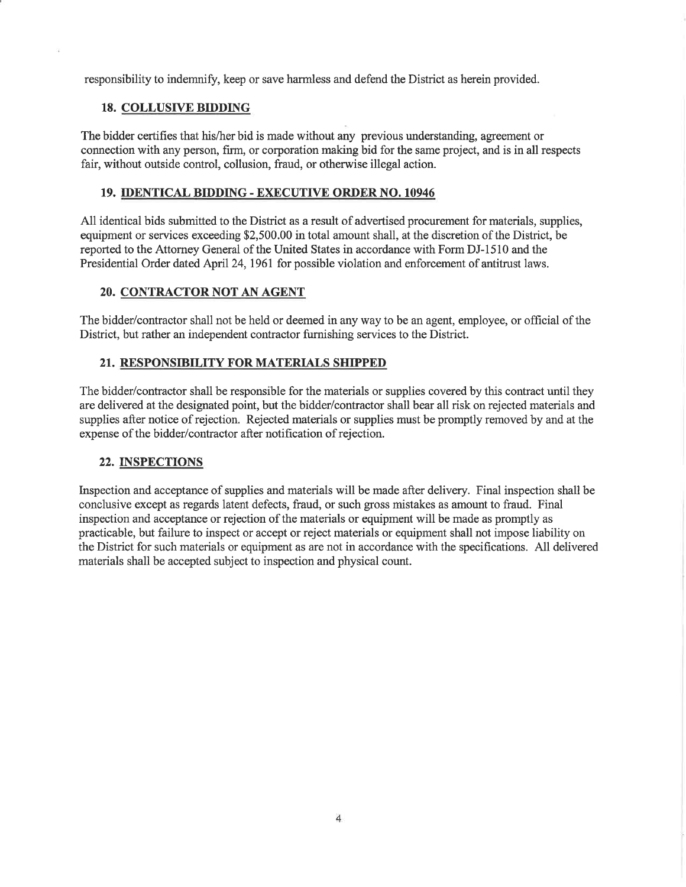responsibility to indemnify, keep or save harmless and defend the District as herein provided.

### 18. COLLUSIVE BIDDING

The bidder certifies that his/her bid is made without any previous understanding, agreement or connection with any person, firm, or corporation making bid for the same project, and is in all respects fair, without outside control, collusion, fraud, or otherwise illegal action.

### 19. IDENTICAL BIDDING - EXECUTIVE ORDER NO. 10946

All identical bids submitted to the District as a result of advertised procurement for materials, supplies, equipment or services exceeding $2,500.00 in total amount shall, at the discretion of the District, be reported to the Attorney General of the United States in accordance with Form DJ-1510 and the Presidential Order dated April 24, 1961 for possible violation and enforcement of antitrust laws.

### 20. CONTRACTOR NOT AN AGENT

The bidder/contractor shall not be held or deemed in any way to be an agent, employee, or official of the District, but rather an independent contractor furnishing services to the District.

### 21. RESPONSIBILITY FOR MATERIALS SHIPPED

The bidder/contractor shall be responsible for the materials or supplies covered by this contract until they are delivered at the designated point, but the bidder/contractor shall bear all risk on rejected materials and supplies after notice of rejection. Rejected materials or supplies must be promptly removed by and at the expense of the bidder/contractor after notification of rejection.

### 22. INSPECTIONS

Inspection and acceptance of supplies and materials will be made after delivery. Final inspection shall be conclusive except as regards latent defects, fraud, or such gross mistakes as amount to fraud. Final inspection and acceptance or rejection of the materials or equipment will be made as promptly as practicable, but failure to inspect or accept or reject materials or equipment shall not impose liability on the District for such materials or equipment as are not in accordance with the specifications. All delivered materials shall be accepted subject to inspection and physical count.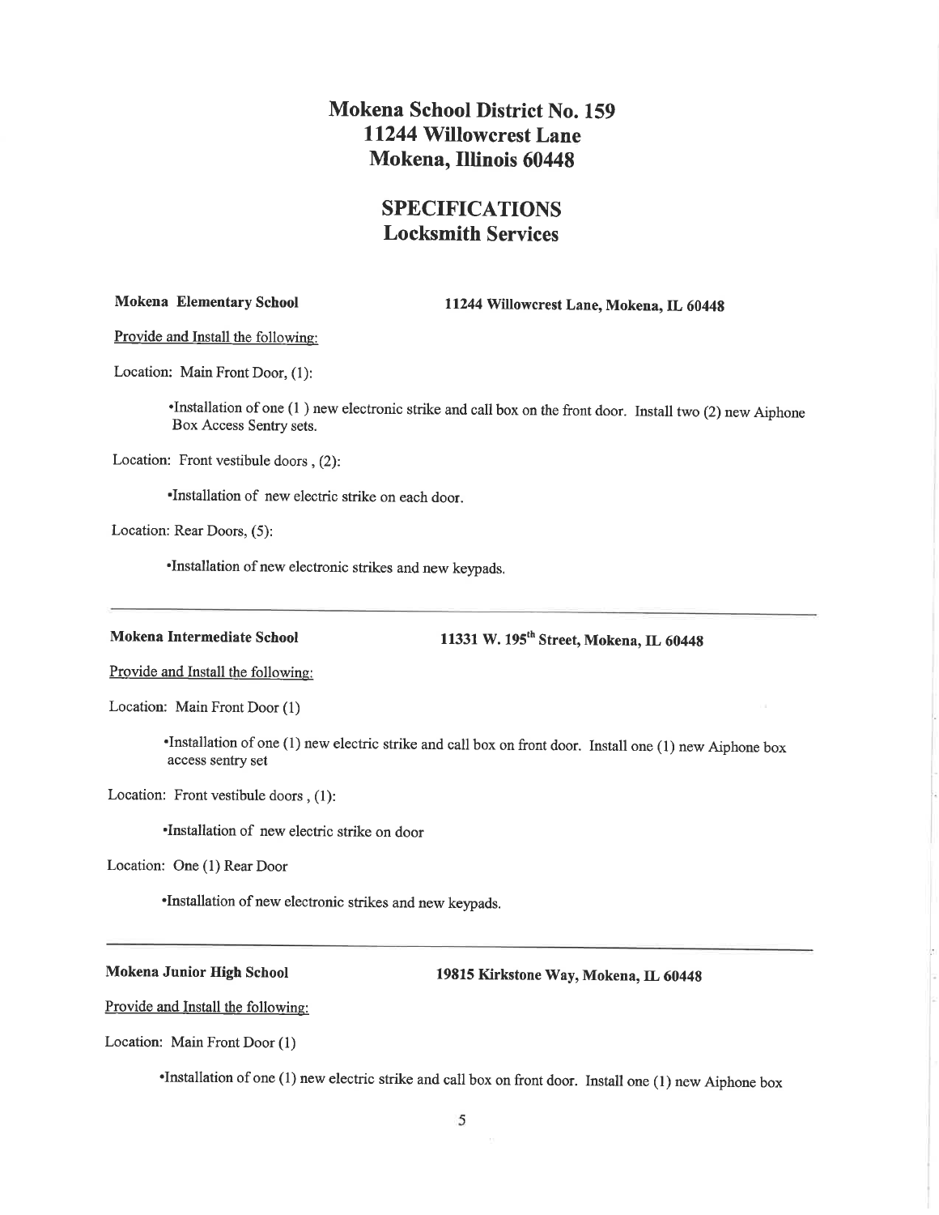# Mokena School District No. 159
# 11244 Willowcrest Lane
# Mokena, Illinois 60448

## SPECIFICATIONS
## Locksmith Services

**Mokena Elementary School** **11244 Willowcrest Lane, Mokena, IL 60448**

Provide and Install the following:

Location: Main Front Door, (1):

- Installation of one (1 ) new electronic strike and call box on the front door. Install two (2) new Aiphone Box Access Sentry sets.

Location: Front vestibule doors , (2):

- Installation of new electric strike on each door.

Location: Rear Doors, (5):

- Installation of new electronic strikes and new keypads.

---

**Mokena Intermediate School** **11331 W. 195th Street, Mokena, IL 60448**

Provide and Install the following:

Location: Main Front Door (1)

- Installation of one (1) new electric strike and call box on front door. Install one (1) new Aiphone box access sentry set

Location: Front vestibule doors , (1):

- Installation of new electric strike on door

Location: One (1) Rear Door

- Installation of new electronic strikes and new keypads.

---

**Mokena Junior High School** **19815 Kirkstone Way, Mokena, IL 60448**

Provide and Install the following:

Location: Main Front Door (1)

- Installation of one (1) new electric strike and call box on front door. Install one (1) new Aiphone box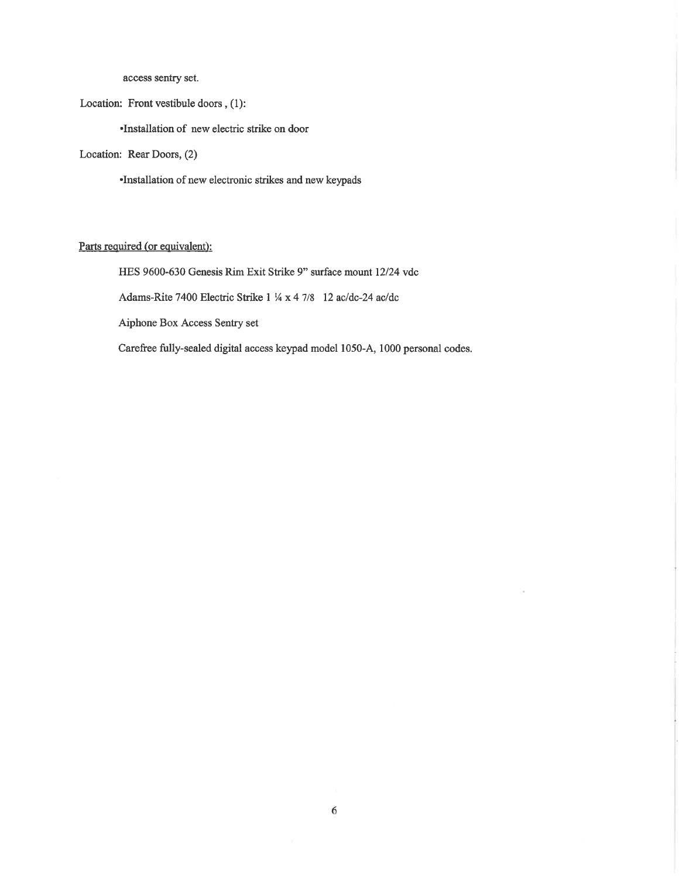access sentry set.

Location: Front vestibule doors , (1):

•Installation of new electric strike on door

Location: Rear Doors, (2)

•Installation of new electronic strikes and new keypads

<u>Parts required (or equivalent):</u>

HES 9600-630 Genesis Rim Exit Strike 9" surface mount 12/24 vdc

Adams-Rite 7400 Electric Strike 1 ¼ x 4 7/8 12 ac/dc-24 ac/dc

Aiphone Box Access Sentry set

Carefree fully-sealed digital access keypad model 1050-A, 1000 personal codes.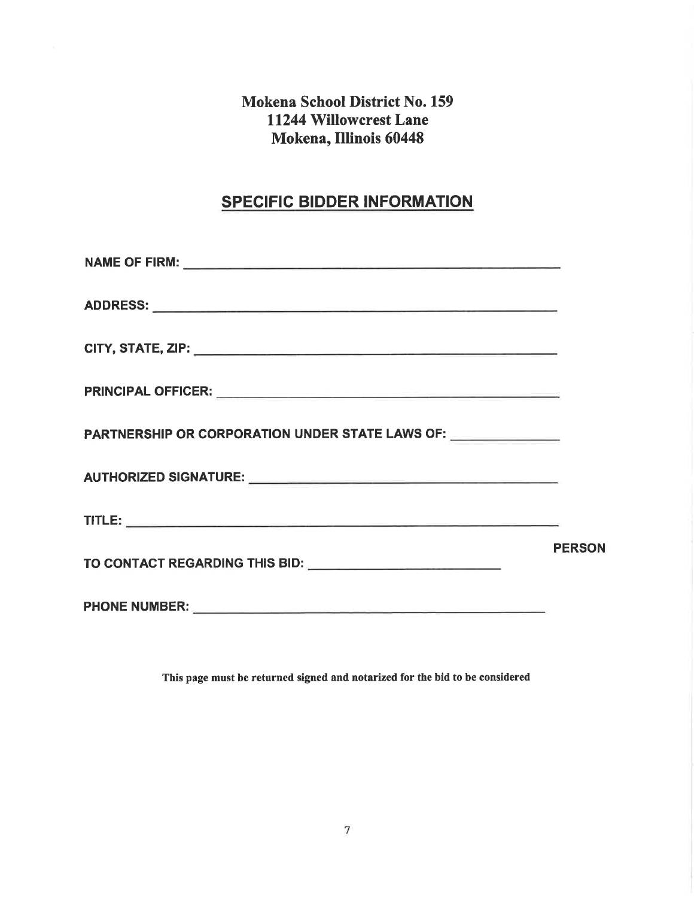**Mokena School District No. 159**
**11244 Willowcrest Lane**
**Mokena, Illinois 60448**

## SPECIFIC BIDDER INFORMATION

**NAME OF FIRM:** ______________________________________________

**ADDRESS:** ______________________________________________

**CITY, STATE, ZIP:** ______________________________________________

**PRINCIPAL OFFICER:** ______________________________________________

**PARTNERSHIP OR CORPORATION UNDER STATE LAWS OF:** ______________

**AUTHORIZED SIGNATURE:** ______________________________________________

**TITLE:** ______________________________________________

**PERSON TO CONTACT REGARDING THIS BID:** ____________________________

**PHONE NUMBER:** ______________________________________________

**This page must be returned signed and notarized for the bid to be considered**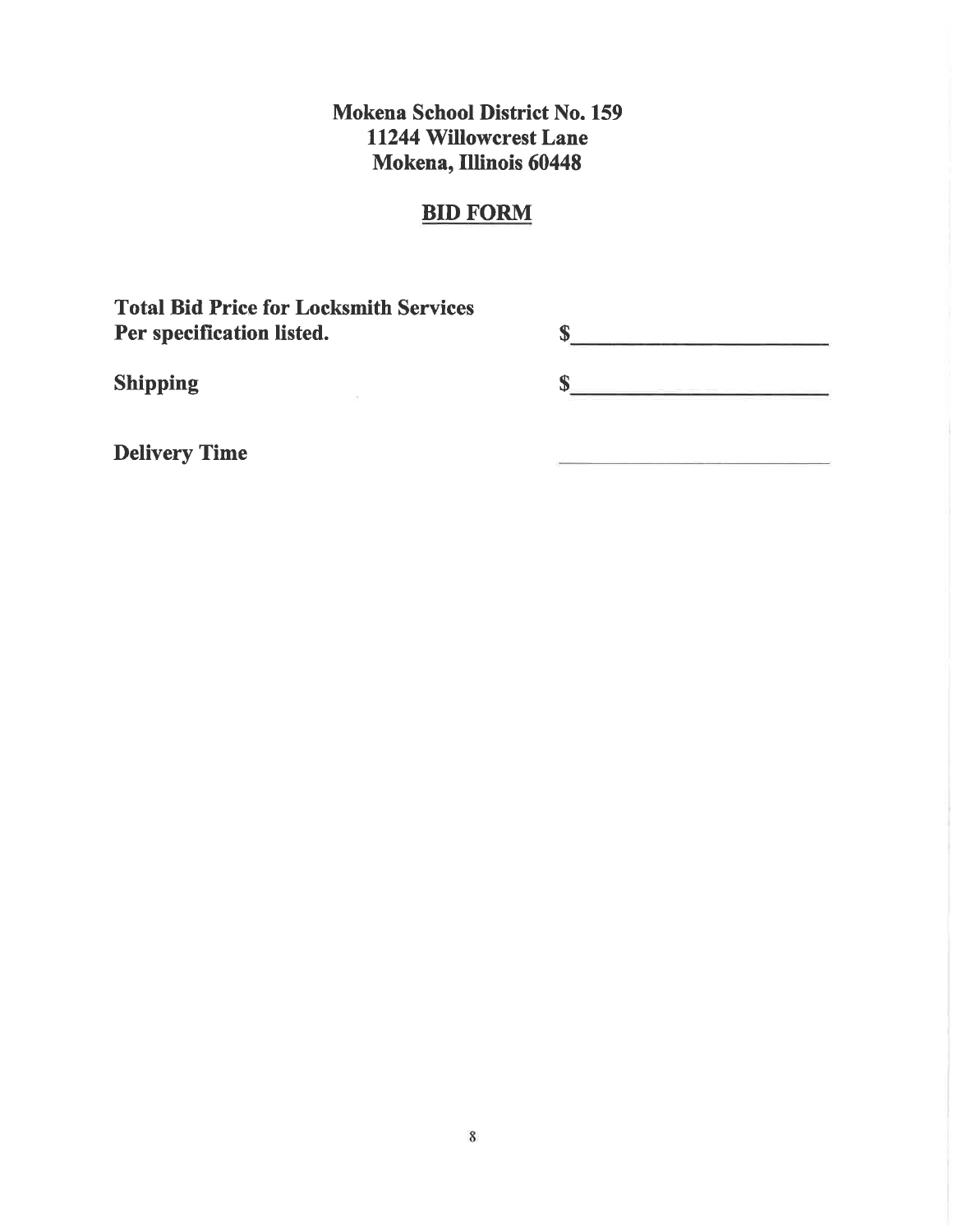**Mokena School District No. 159**
**11244 Willowcrest Lane**
**Mokena, Illinois 60448**

## BID FORM

**Total Bid Price for Locksmith Services Per specification listed.** $\_\_\_\_\_\_\_\_\_\_\_\_\_\_\_\_\_\_\_\_

**Shipping** $\_\_\_\_\_\_\_\_\_\_\_\_\_\_\_\_\_\_\_\_

**Delivery Time** \_\_\_\_\_\_\_\_\_\_\_\_\_\_\_\_\_\_\_\_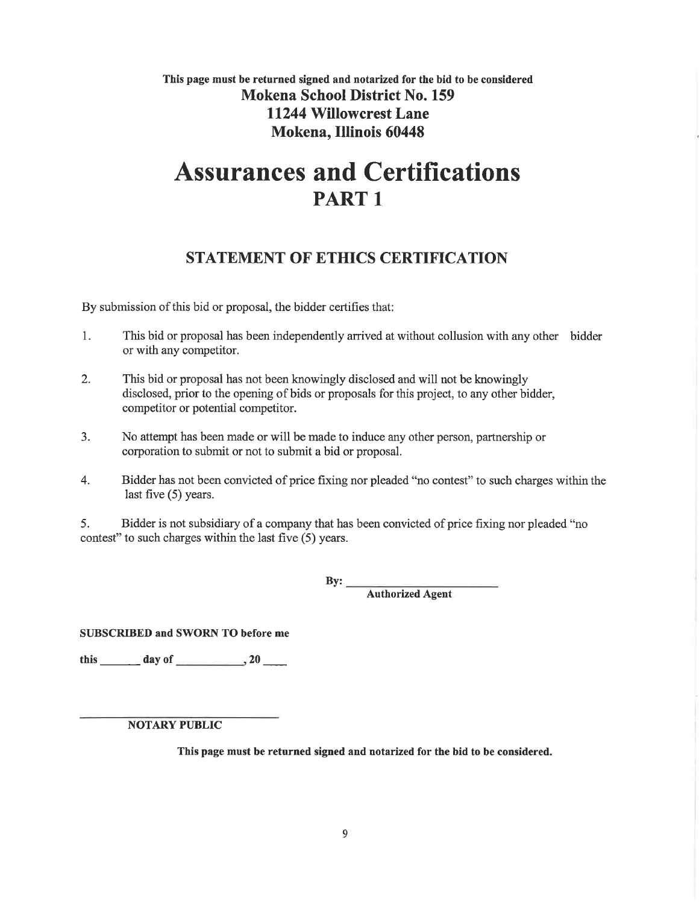**This page must be returned signed and notarized for the bid to be considered**

**Mokena School District No. 159**
**11244 Willowcrest Lane**
**Mokena, Illinois 60448**

# Assurances and Certifications
## PART 1

### STATEMENT OF ETHICS CERTIFICATION

By submission of this bid or proposal, the bidder certifies that:

1. This bid or proposal has been independently arrived at without collusion with any other bidder or with any competitor.

2. This bid or proposal has not been knowingly disclosed and will not be knowingly disclosed, prior to the opening of bids or proposals for this project, to any other bidder, competitor or potential competitor.

3. No attempt has been made or will be made to induce any other person, partnership or corporation to submit or not to submit a bid or proposal.

4. Bidder has not been convicted of price fixing nor pleaded "no contest" to such charges within the last five (5) years.

5. Bidder is not subsidiary of a company that has been convicted of price fixing nor pleaded "no contest" to such charges within the last five (5) years.

**By:** ________________________
**Authorized Agent**

**SUBSCRIBED and SWORN TO before me**

**this** ______ **day of** __________, **20** ____

______________________________
**NOTARY PUBLIC**

**This page must be returned signed and notarized for the bid to be considered.**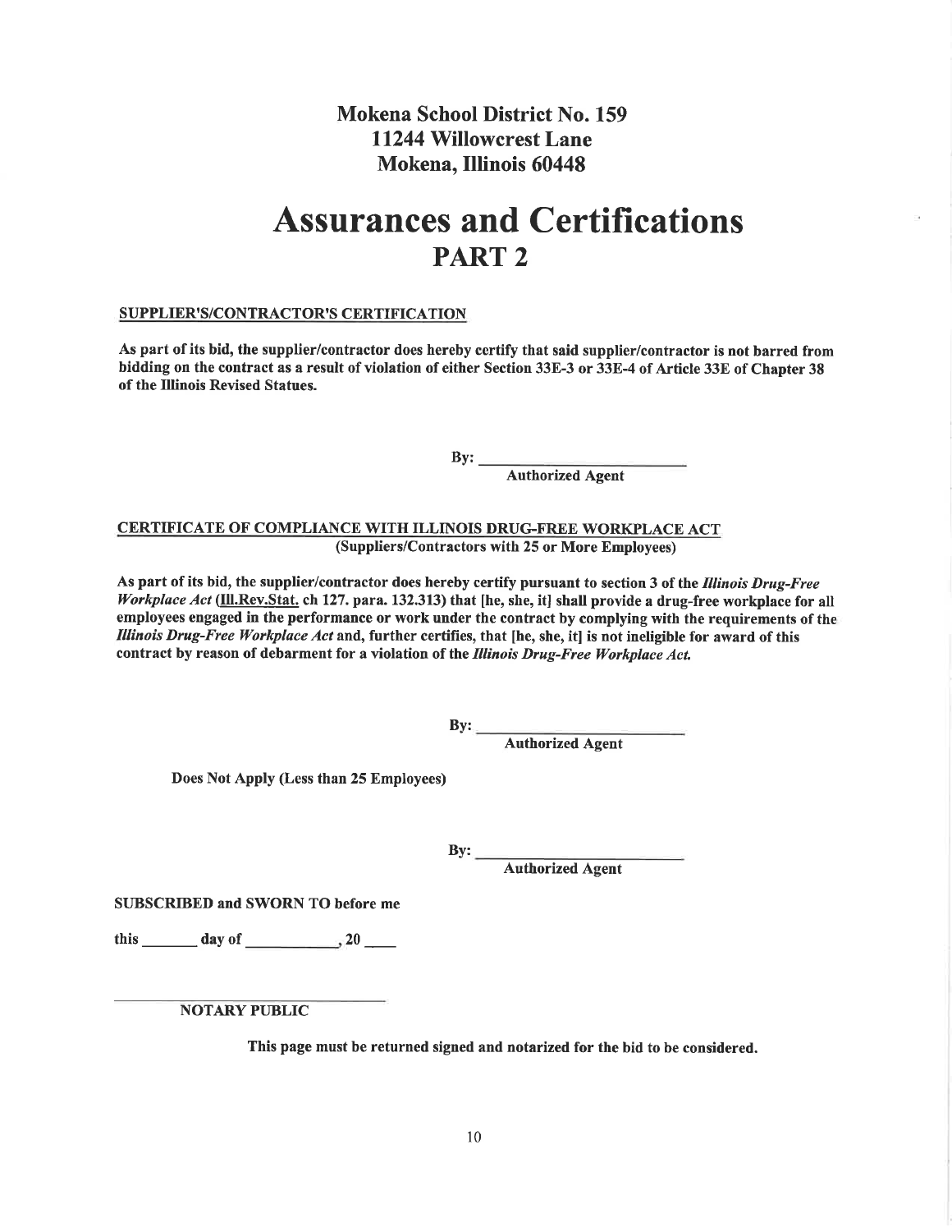**Mokena School District No. 159**
**11244 Willowcrest Lane**
**Mokena, Illinois 60448**

# Assurances and Certifications
## PART 2

**SUPPLIER'S/CONTRACTOR'S CERTIFICATION**

**As part of its bid, the supplier/contractor does hereby certify that said supplier/contractor is not barred from bidding on the contract as a result of violation of either Section 33E-3 or 33E-4 of Article 33E of Chapter 38 of the Illinois Revised Statues.**

**By: \_\_\_\_\_\_\_\_\_\_\_\_\_\_\_\_\_\_\_\_\_\_\_\_\_**
**Authorized Agent**

**CERTIFICATE OF COMPLIANCE WITH ILLINOIS DRUG-FREE WORKPLACE ACT**
**(Suppliers/Contractors with 25 or More Employees)**

**As part of its bid, the supplier/contractor does hereby certify pursuant to section 3 of the *Illinois Drug-Free Workplace Act* (Ill.Rev.Stat. ch 127. para. 132.313) that [he, she, it] shall provide a drug-free workplace for all employees engaged in the performance or work under the contract by complying with the requirements of the *Illinois Drug-Free Workplace Act* and, further certifies, that [he, she, it] is not ineligible for award of this contract by reason of debarment for a violation of the *Illinois Drug-Free Workplace Act.***

**By: \_\_\_\_\_\_\_\_\_\_\_\_\_\_\_\_\_\_\_\_\_\_\_\_\_**
**Authorized Agent**

**Does Not Apply (Less than 25 Employees)**

**By: \_\_\_\_\_\_\_\_\_\_\_\_\_\_\_\_\_\_\_\_\_\_\_\_\_**
**Authorized Agent**

**SUBSCRIBED and SWORN TO before me**

**this \_\_\_\_\_\_\_ day of \_\_\_\_\_\_\_\_\_\_\_\_, 20 \_\_\_\_**

**\_\_\_\_\_\_\_\_\_\_\_\_\_\_\_\_\_\_\_\_\_\_\_\_\_\_\_\_\_\_**
**NOTARY PUBLIC**

**This page must be returned signed and notarized for the bid to be considered.**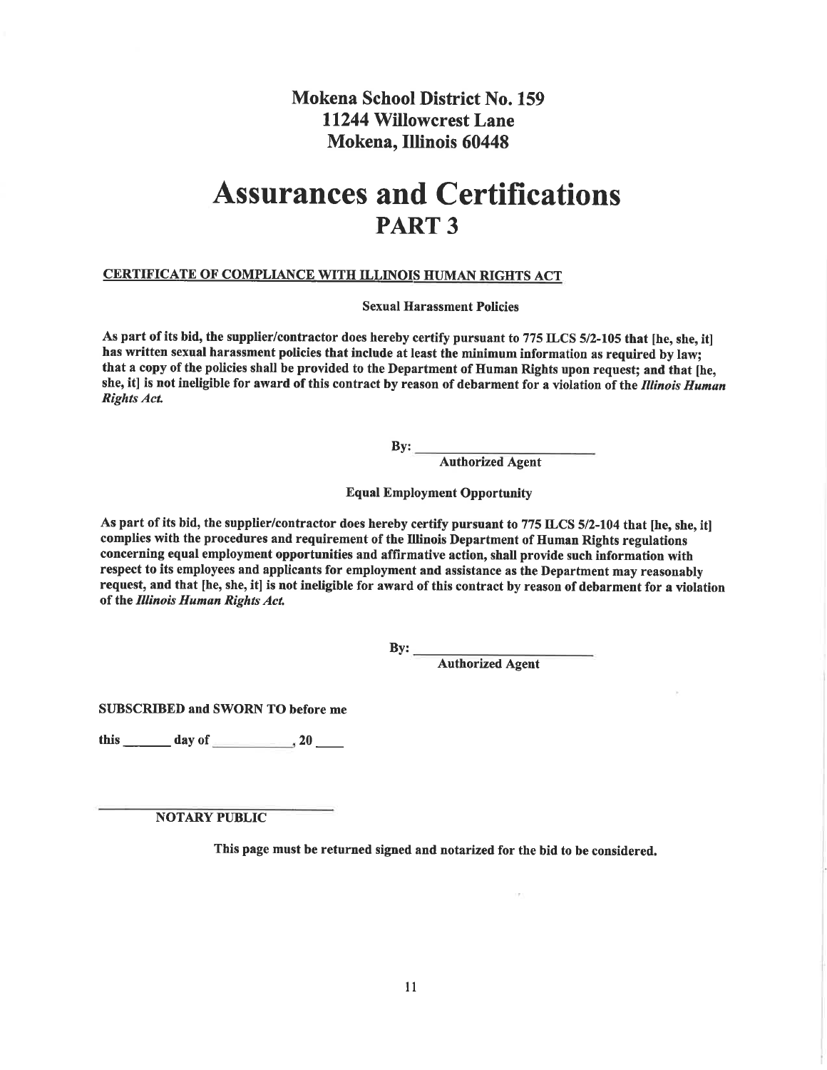**Mokena School District No. 159**
**11244 Willowcrest Lane**
**Mokena, Illinois 60448**

# Assurances and Certifications
## PART 3

**CERTIFICATE OF COMPLIANCE WITH ILLINOIS HUMAN RIGHTS ACT**

**Sexual Harassment Policies**

**As part of its bid, the supplier/contractor does hereby certify pursuant to 775 ILCS 5/2-105 that [he, she, it] has written sexual harassment policies that include at least the minimum information as required by law; that a copy of the policies shall be provided to the Department of Human Rights upon request; and that [he, she, it] is not ineligible for award of this contract by reason of debarment for a violation of the *Illinois Human Rights Act.***

**By: ___________________________**
**Authorized Agent**

**Equal Employment Opportunity**

**As part of its bid, the supplier/contractor does hereby certify pursuant to 775 ILCS 5/2-104 that [he, she, it] complies with the procedures and requirement of the Illinois Department of Human Rights regulations concerning equal employment opportunities and affirmative action, shall provide such information with respect to its employees and applicants for employment and assistance as the Department may reasonably request, and that [he, she, it] is not ineligible for award of this contract by reason of debarment for a violation of the *Illinois Human Rights Act.***

**By: ___________________________**
**Authorized Agent**

**SUBSCRIBED and SWORN TO before me**

**this _______ day of ___________, 20 ____**

**___________________________________**
**NOTARY PUBLIC**

**This page must be returned signed and notarized for the bid to be considered.**